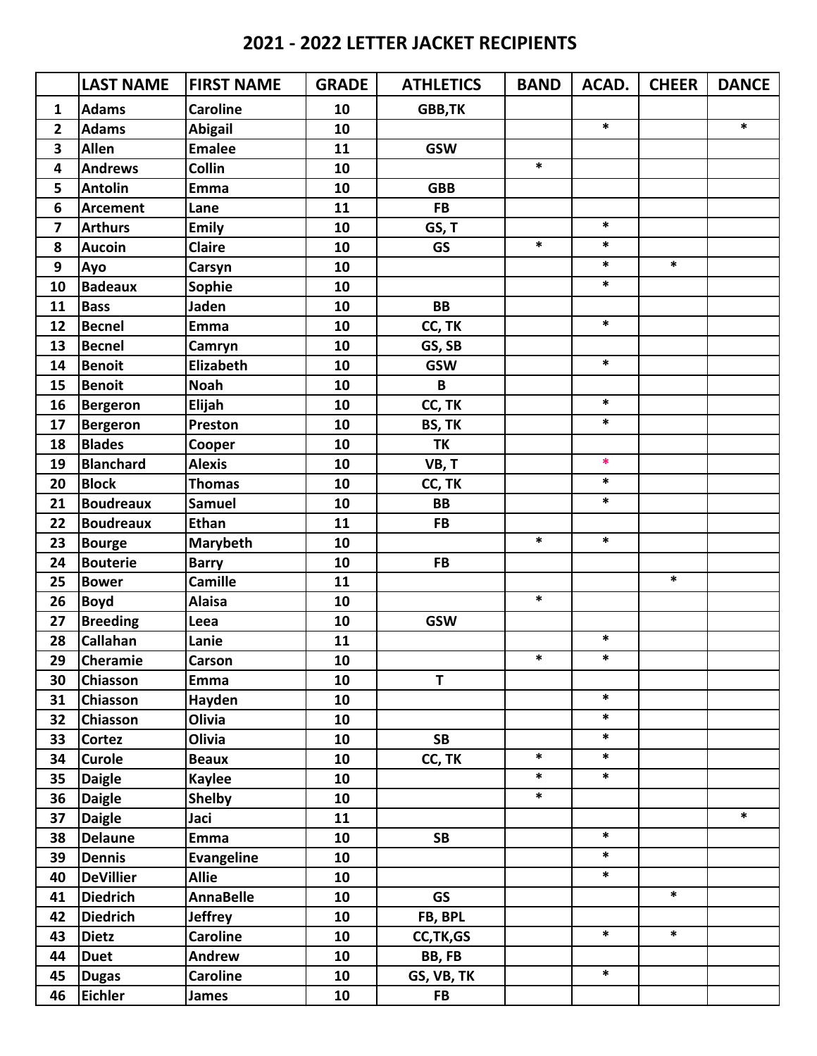# 2021 - 2022 LETTER JACKET RECIPIENTS

| | LAST NAME | FIRST NAME | GRADE | ATHLETICS | BAND | ACAD. | CHEER | DANCE |
|---|---|---|---|---|---|---|---|---|
| 1 | Adams | Caroline | 10 | GBB,TK | | | | |
| 2 | Adams | Abigail | 10 | | | * | | * |
| 3 | Allen | Emalee | 11 | GSW | | | | |
| 4 | Andrews | Collin | 10 | | * | | | |
| 5 | Antolin | Emma | 10 | GBB | | | | |
| 6 | Arcement | Lane | 11 | FB | | | | |
| 7 | Arthurs | Emily | 10 | GS, T | | * | | |
| 8 | Aucoin | Claire | 10 | GS | * | * | | |
| 9 | Ayo | Carsyn | 10 | | | * | * | |
| 10 | Badeaux | Sophie | 10 | | | * | | |
| 11 | Bass | Jaden | 10 | BB | | | | |
| 12 | Becnel | Emma | 10 | CC, TK | | * | | |
| 13 | Becnel | Camryn | 10 | GS, SB | | | | |
| 14 | Benoit | Elizabeth | 10 | GSW | | * | | |
| 15 | Benoit | Noah | 10 | B | | | | |
| 16 | Bergeron | Elijah | 10 | CC, TK | | * | | |
| 17 | Bergeron | Preston | 10 | BS, TK | | * | | |
| 18 | Blades | Cooper | 10 | TK | | | | |
| 19 | Blanchard | Alexis | 10 | VB, T | | * | | |
| 20 | Block | Thomas | 10 | CC, TK | | * | | |
| 21 | Boudreaux | Samuel | 10 | BB | | * | | |
| 22 | Boudreaux | Ethan | 11 | FB | | | | |
| 23 | Bourge | Marybeth | 10 | | * | * | | |
| 24 | Bouterie | Barry | 10 | FB | | | | |
| 25 | Bower | Camille | 11 | | | | * | |
| 26 | Boyd | Alaisa | 10 | | * | | | |
| 27 | Breeding | Leea | 10 | GSW | | | | |
| 28 | Callahan | Lanie | 11 | | | * | | |
| 29 | Cheramie | Carson | 10 | | * | * | | |
| 30 | Chiasson | Emma | 10 | T | | | | |
| 31 | Chiasson | Hayden | 10 | | | * | | |
| 32 | Chiasson | Olivia | 10 | | | * | | |
| 33 | Cortez | Olivia | 10 | SB | | * | | |
| 34 | Curole | Beaux | 10 | CC, TK | * | * | | |
| 35 | Daigle | Kaylee | 10 | | * | * | | |
| 36 | Daigle | Shelby | 10 | | * | | | |
| 37 | Daigle | Jaci | 11 | | | | | * |
| 38 | Delaune | Emma | 10 | SB | | * | | |
| 39 | Dennis | Evangeline | 10 | | | * | | |
| 40 | DeVillier | Allie | 10 | | | * | | |
| 41 | Diedrich | AnnaBelle | 10 | GS | | | * | |
| 42 | Diedrich | Jeffrey | 10 | FB, BPL | | | | |
| 43 | Dietz | Caroline | 10 | CC,TK,GS | | * | * | |
| 44 | Duet | Andrew | 10 | BB, FB | | | | |
| 45 | Dugas | Caroline | 10 | GS, VB, TK | | * | | |
| 46 | Eichler | James | 10 | FB | | | | |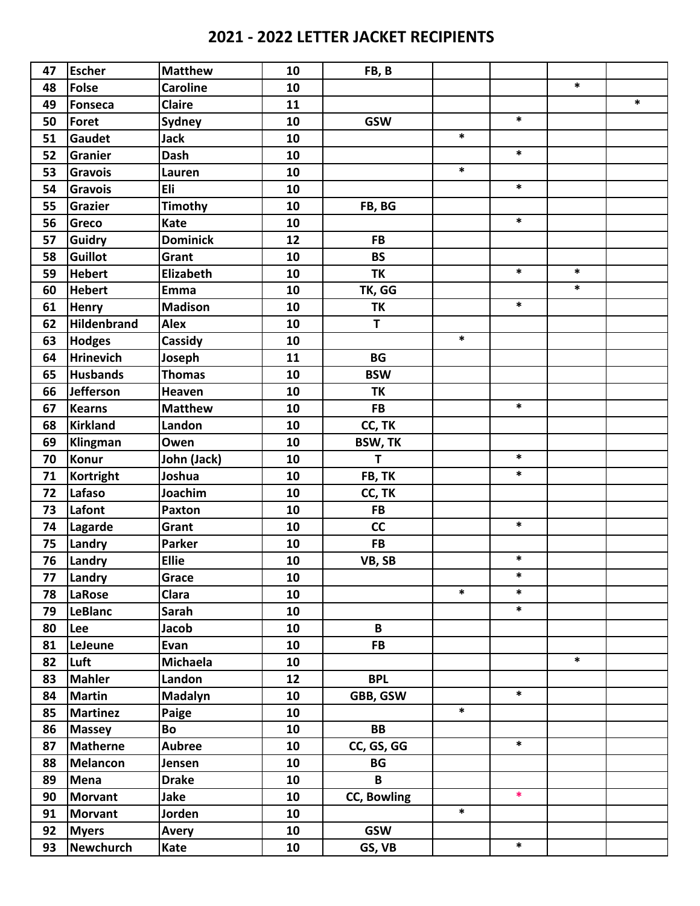# 2021 - 2022 LETTER JACKET RECIPIENTS

| | | | | | | | | |
|---|---|---|---|---|---|---|---|---|
| 47 | Escher | Matthew | 10 | FB, B | | | | |
| 48 | Folse | Caroline | 10 | | | | * | |
| 49 | Fonseca | Claire | 11 | | | | | * |
| 50 | Foret | Sydney | 10 | GSW | | * | | |
| 51 | Gaudet | Jack | 10 | | * | | | |
| 52 | Granier | Dash | 10 | | | * | | |
| 53 | Gravois | Lauren | 10 | | * | | | |
| 54 | Gravois | Eli | 10 | | | * | | |
| 55 | Grazier | Timothy | 10 | FB, BG | | | | |
| 56 | Greco | Kate | 10 | | | * | | |
| 57 | Guidry | Dominick | 12 | FB | | | | |
| 58 | Guillot | Grant | 10 | BS | | | | |
| 59 | Hebert | Elizabeth | 10 | TK | | * | * | |
| 60 | Hebert | Emma | 10 | TK, GG | | | * | |
| 61 | Henry | Madison | 10 | TK | | * | | |
| 62 | Hildenbrand | Alex | 10 | T | | | | |
| 63 | Hodges | Cassidy | 10 | | * | | | |
| 64 | Hrinevich | Joseph | 11 | BG | | | | |
| 65 | Husbands | Thomas | 10 | BSW | | | | |
| 66 | Jefferson | Heaven | 10 | TK | | | | |
| 67 | Kearns | Matthew | 10 | FB | | * | | |
| 68 | Kirkland | Landon | 10 | CC, TK | | | | |
| 69 | Klingman | Owen | 10 | BSW, TK | | | | |
| 70 | Konur | John (Jack) | 10 | T | | * | | |
| 71 | Kortright | Joshua | 10 | FB, TK | | * | | |
| 72 | Lafaso | Joachim | 10 | CC, TK | | | | |
| 73 | Lafont | Paxton | 10 | FB | | | | |
| 74 | Lagarde | Grant | 10 | CC | | * | | |
| 75 | Landry | Parker | 10 | FB | | | | |
| 76 | Landry | Ellie | 10 | VB, SB | | * | | |
| 77 | Landry | Grace | 10 | | | * | | |
| 78 | LaRose | Clara | 10 | | * | * | | |
| 79 | LeBlanc | Sarah | 10 | | | * | | |
| 80 | Lee | Jacob | 10 | B | | | | |
| 81 | LeJeune | Evan | 10 | FB | | | | |
| 82 | Luft | Michaela | 10 | | | | * | |
| 83 | Mahler | Landon | 12 | BPL | | | | |
| 84 | Martin | Madalyn | 10 | GBB, GSW | | * | | |
| 85 | Martinez | Paige | 10 | | * | | | |
| 86 | Massey | Bo | 10 | BB | | | | |
| 87 | Matherne | Aubree | 10 | CC, GS, GG | | * | | |
| 88 | Melancon | Jensen | 10 | BG | | | | |
| 89 | Mena | Drake | 10 | B | | | | |
| 90 | Morvant | Jake | 10 | CC, Bowling | | * | | |
| 91 | Morvant | Jorden | 10 | | * | | | |
| 92 | Myers | Avery | 10 | GSW | | | | |
| 93 | Newchurch | Kate | 10 | GS, VB | | * | | |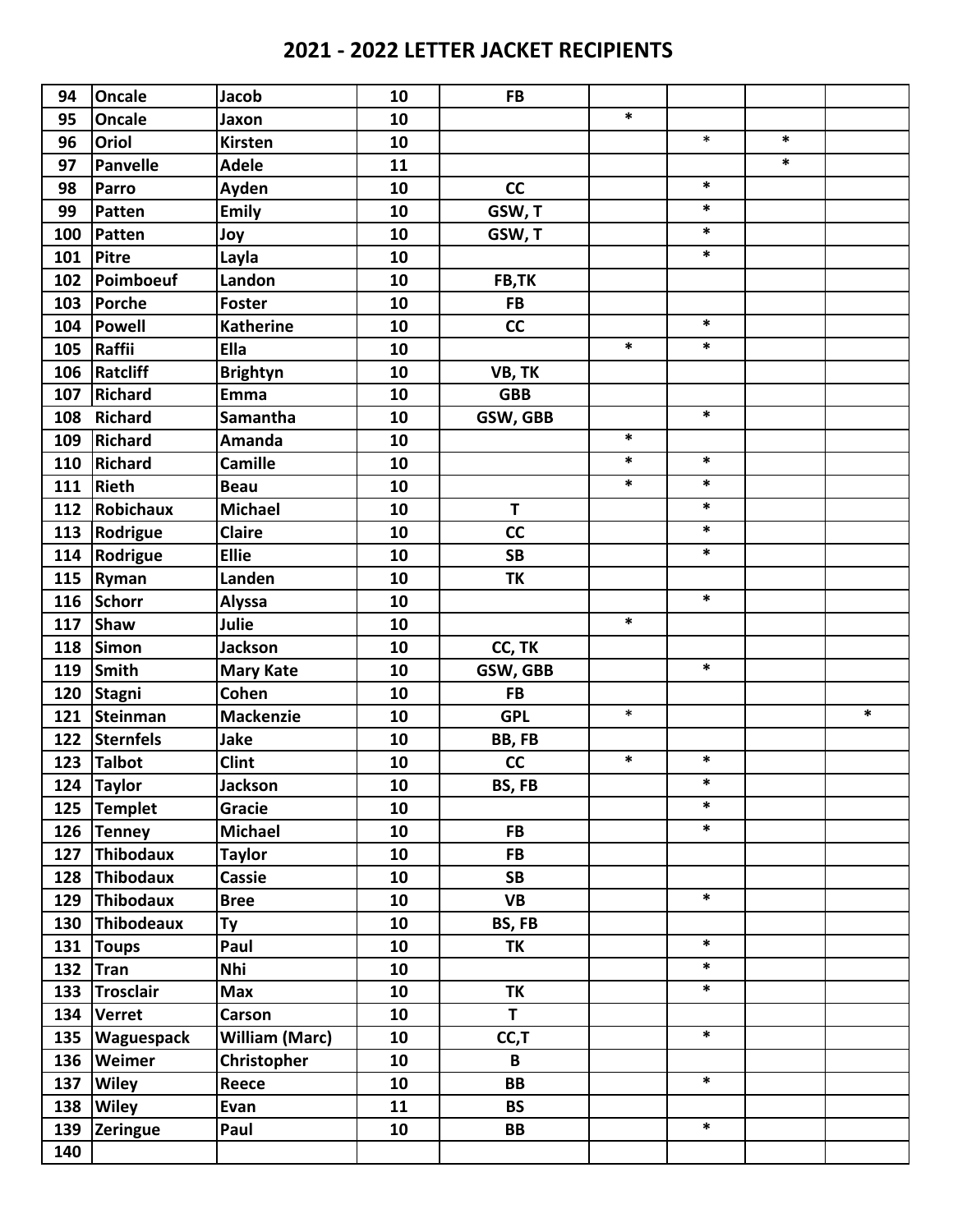## 2021 - 2022 LETTER JACKET RECIPIENTS

| | | | | | | | | |
|---|---|---|---|---|---|---|---|---|
| 94 | Oncale | Jacob | 10 | FB | | | | |
| 95 | Oncale | Jaxon | 10 | | * | | | |
| 96 | Oriol | Kirsten | 10 | | | * | * | |
| 97 | Panvelle | Adele | 11 | | | | * | |
| 98 | Parro | Ayden | 10 | CC | | * | | |
| 99 | Patten | Emily | 10 | GSW, T | | * | | |
| 100 | Patten | Joy | 10 | GSW, T | | * | | |
| 101 | Pitre | Layla | 10 | | | * | | |
| 102 | Poimboeuf | Landon | 10 | FB,TK | | | | |
| 103 | Porche | Foster | 10 | FB | | | | |
| 104 | Powell | Katherine | 10 | CC | | * | | |
| 105 | Raffii | Ella | 10 | | * | * | | |
| 106 | Ratcliff | Brightyn | 10 | VB, TK | | | | |
| 107 | Richard | Emma | 10 | GBB | | | | |
| 108 | Richard | Samantha | 10 | GSW, GBB | | * | | |
| 109 | Richard | Amanda | 10 | | * | | | |
| 110 | Richard | Camille | 10 | | * | * | | |
| 111 | Rieth | Beau | 10 | | * | * | | |
| 112 | Robichaux | Michael | 10 | T | | * | | |
| 113 | Rodrigue | Claire | 10 | CC | | * | | |
| 114 | Rodrigue | Ellie | 10 | SB | | * | | |
| 115 | Ryman | Landen | 10 | TK | | | | |
| 116 | Schorr | Alyssa | 10 | | | * | | |
| 117 | Shaw | Julie | 10 | | * | | | |
| 118 | Simon | Jackson | 10 | CC, TK | | | | |
| 119 | Smith | Mary Kate | 10 | GSW, GBB | | * | | |
| 120 | Stagni | Cohen | 10 | FB | | | | |
| 121 | Steinman | Mackenzie | 10 | GPL | * | | | * |
| 122 | Sternfels | Jake | 10 | BB, FB | | | | |
| 123 | Talbot | Clint | 10 | CC | * | * | | |
| 124 | Taylor | Jackson | 10 | BS, FB | | * | | |
| 125 | Templet | Gracie | 10 | | | * | | |
| 126 | Tenney | Michael | 10 | FB | | * | | |
| 127 | Thibodaux | Taylor | 10 | FB | | | | |
| 128 | Thibodaux | Cassie | 10 | SB | | | | |
| 129 | Thibodaux | Bree | 10 | VB | | * | | |
| 130 | Thibodeaux | Ty | 10 | BS, FB | | | | |
| 131 | Toups | Paul | 10 | TK | | * | | |
| 132 | Tran | Nhi | 10 | | | * | | |
| 133 | Trosclair | Max | 10 | TK | | * | | |
| 134 | Verret | Carson | 10 | T | | | | |
| 135 | Waguespack | William (Marc) | 10 | CC,T | | * | | |
| 136 | Weimer | Christopher | 10 | B | | | | |
| 137 | Wiley | Reece | 10 | BB | | * | | |
| 138 | Wiley | Evan | 11 | BS | | | | |
| 139 | Zeringue | Paul | 10 | BB | | * | | |
| 140 | | | | | | | | |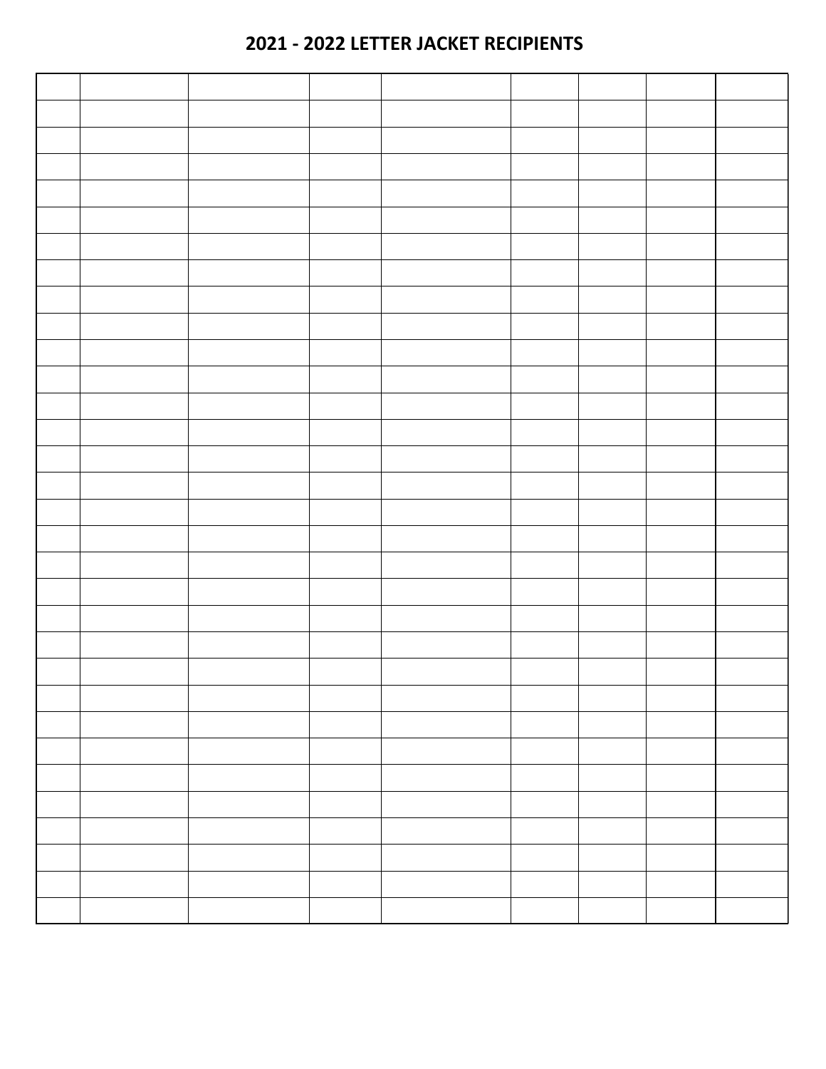# 2021 - 2022 LETTER JACKET RECIPIENTS

| | | | | | | | | |
|---|---|---|---|---|---|---|---|---|
| | | | | | | | | |
| | | | | | | | | |
| | | | | | | | | |
| | | | | | | | | |
| | | | | | | | | |
| | | | | | | | | |
| | | | | | | | | |
| | | | | | | | | |
| | | | | | | | | |
| | | | | | | | | |
| | | | | | | | | |
| | | | | | | | | |
| | | | | | | | | |
| | | | | | | | | |
| | | | | | | | | |
| | | | | | | | | |
| | | | | | | | | |
| | | | | | | | | |
| | | | | | | | | |
| | | | | | | | | |
| | | | | | | | | |
| | | | | | | | | |
| | | | | | | | | |
| | | | | | | | | |
| | | | | | | | | |
| | | | | | | | | |
| | | | | | | | | |
| | | | | | | | | |
| | | | | | | | | |
| | | | | | | | | |
| | | | | | | | | |